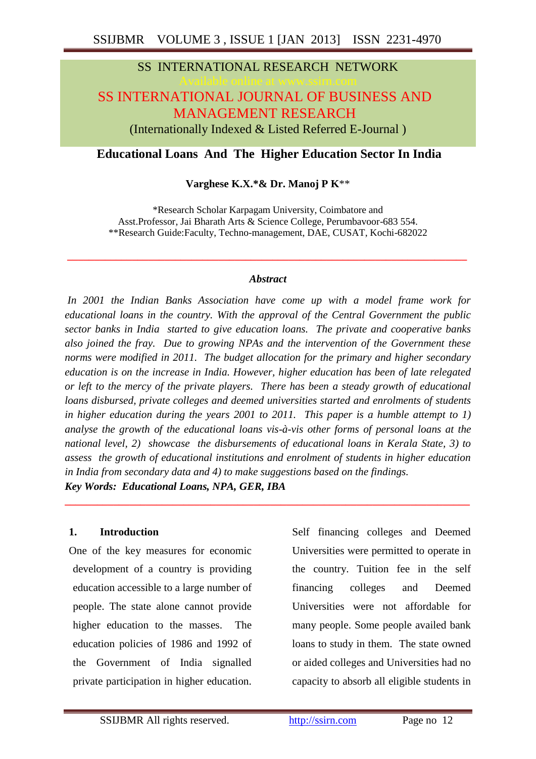SS INTERNATIONAL RESEARCH NETWORK

Available online at www.ssirn.com

# SS INTERNATIONAL JOURNAL OF BUSINESS AND MANAGEMENT RESEARCH

(Internationally Indexed & Listed Referred E-Journal )

## Educational Loans And The Higher Education Sector In India

**Varghese K.X.*& Dr. Manoj P K****

*Research Scholar Karpagam University, Coimbatore and Asst.Professor, Jai Bharath Arts & Science College, Perumbavoor-683 554.
**Research Guide:Faculty, Techno-management, DAE, CUSAT, Kochi-682022

---

***Abstract***

*In 2001 the Indian Banks Association have come up with a model frame work for educational loans in the country. With the approval of the Central Government the public sector banks in India started to give education loans. The private and cooperative banks also joined the fray. Due to growing NPAs and the intervention of the Government these norms were modified in 2011. The budget allocation for the primary and higher secondary education is on the increase in India. However, higher education has been of late relegated or left to the mercy of the private players. There has been a steady growth of educational loans disbursed, private colleges and deemed universities started and enrolments of students in higher education during the years 2001 to 2011. This paper is a humble attempt to 1) analyse the growth of the educational loans vis-à-vis other forms of personal loans at the national level, 2) showcase the disbursements of educational loans in Kerala State, 3) to assess the growth of educational institutions and enrolment of students in higher education in India from secondary data and 4) to make suggestions based on the findings.*

***Key Words: Educational Loans, NPA, GER, IBA***

---

### 1. Introduction

One of the key measures for economic development of a country is providing education accessible to a large number of people. The state alone cannot provide higher education to the masses. The education policies of 1986 and 1992 of the Government of India signalled private participation in higher education. Self financing colleges and Deemed Universities were permitted to operate in the country. Tuition fee in the self financing colleges and Deemed Universities were not affordable for many people. Some people availed bank loans to study in them. The state owned or aided colleges and Universities had no capacity to absorb all eligible students in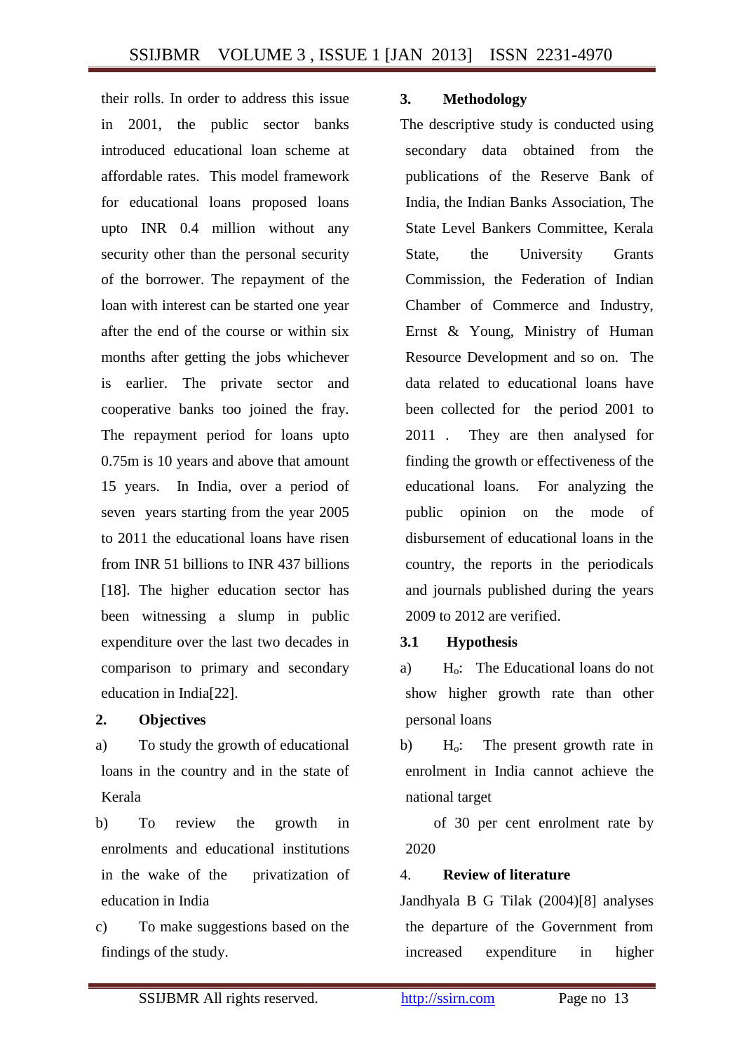their rolls. In order to address this issue in 2001, the public sector banks introduced educational loan scheme at affordable rates. This model framework for educational loans proposed loans upto INR 0.4 million without any security other than the personal security of the borrower. The repayment of the loan with interest can be started one year after the end of the course or within six months after getting the jobs whichever is earlier. The private sector and cooperative banks too joined the fray. The repayment period for loans upto 0.75m is 10 years and above that amount 15 years. In India, over a period of seven years starting from the year 2005 to 2011 the educational loans have risen from INR 51 billions to INR 437 billions [18]. The higher education sector has been witnessing a slump in public expenditure over the last two decades in comparison to primary and secondary education in India[22].

## 2. Objectives

a) To study the growth of educational loans in the country and in the state of Kerala

b) To review the growth in enrolments and educational institutions in the wake of the privatization of education in India

c) To make suggestions based on the findings of the study.

## 3. Methodology

The descriptive study is conducted using secondary data obtained from the publications of the Reserve Bank of India, the Indian Banks Association, The State Level Bankers Committee, Kerala State, the University Grants Commission, the Federation of Indian Chamber of Commerce and Industry, Ernst & Young, Ministry of Human Resource Development and so on. The data related to educational loans have been collected for the period 2001 to 2011 . They are then analysed for finding the growth or effectiveness of the educational loans. For analyzing the public opinion on the mode of disbursement of educational loans in the country, the reports in the periodicals and journals published during the years 2009 to 2012 are verified.

### 3.1 Hypothesis

a) $H_o$: The Educational loans do not show higher growth rate than other personal loans

b) $H_o$: The present growth rate in enrolment in India cannot achieve the national target of 30 per cent enrolment rate by 2020

## 4. Review of literature

Jandhyala B G Tilak (2004)[8] analyses the departure of the Government from increased expenditure in higher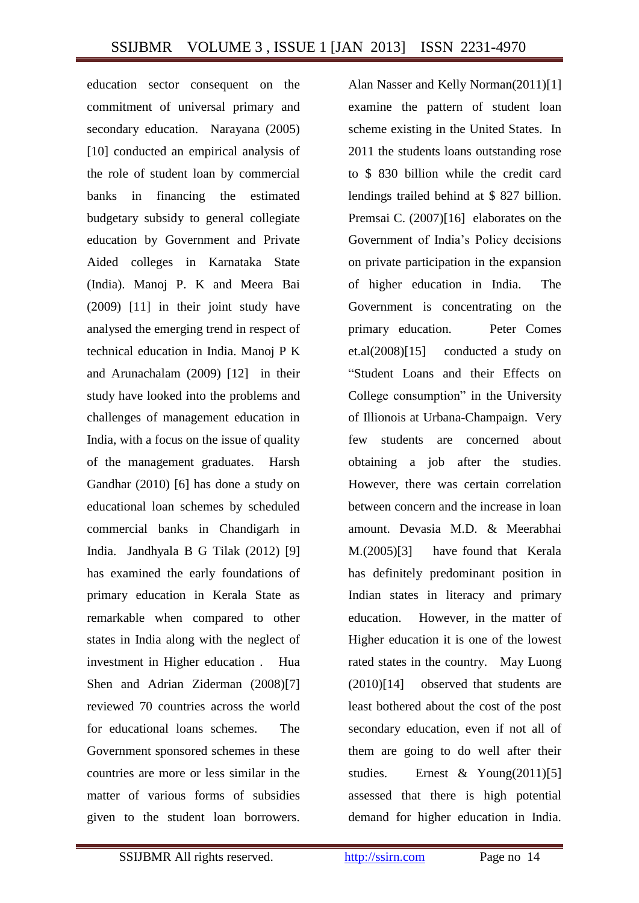education sector consequent on the commitment of universal primary and secondary education. Narayana (2005) [10] conducted an empirical analysis of the role of student loan by commercial banks in financing the estimated budgetary subsidy to general collegiate education by Government and Private Aided colleges in Karnataka State (India). Manoj P. K and Meera Bai (2009) [11] in their joint study have analysed the emerging trend in respect of technical education in India. Manoj P K and Arunachalam (2009) [12] in their study have looked into the problems and challenges of management education in India, with a focus on the issue of quality of the management graduates. Harsh Gandhar (2010) [6] has done a study on educational loan schemes by scheduled commercial banks in Chandigarh in India. Jandhyala B G Tilak (2012) [9] has examined the early foundations of primary education in Kerala State as remarkable when compared to other states in India along with the neglect of investment in Higher education . Hua Shen and Adrian Ziderman (2008)[7] reviewed 70 countries across the world for educational loans schemes. The Government sponsored schemes in these countries are more or less similar in the matter of various forms of subsidies given to the student loan borrowers. Alan Nasser and Kelly Norman(2011)[1] examine the pattern of student loan scheme existing in the United States. In 2011 the students loans outstanding rose to $ 830 billion while the credit card lendings trailed behind at $ 827 billion. Premsai C. (2007)[16] elaborates on the Government of India's Policy decisions on private participation in the expansion of higher education in India. The Government is concentrating on the primary education. Peter Comes et.al(2008)[15] conducted a study on "Student Loans and their Effects on College consumption" in the University of Illionois at Urbana-Champaign. Very few students are concerned about obtaining a job after the studies. However, there was certain correlation between concern and the increase in loan amount. Devasia M.D. & Meerabhai M.(2005)[3] have found that Kerala has definitely predominant position in Indian states in literacy and primary education. However, in the matter of Higher education it is one of the lowest rated states in the country. May Luong (2010)[14] observed that students are least bothered about the cost of the post secondary education, even if not all of them are going to do well after their studies. Ernest & Young(2011)[5] assessed that there is high potential demand for higher education in India.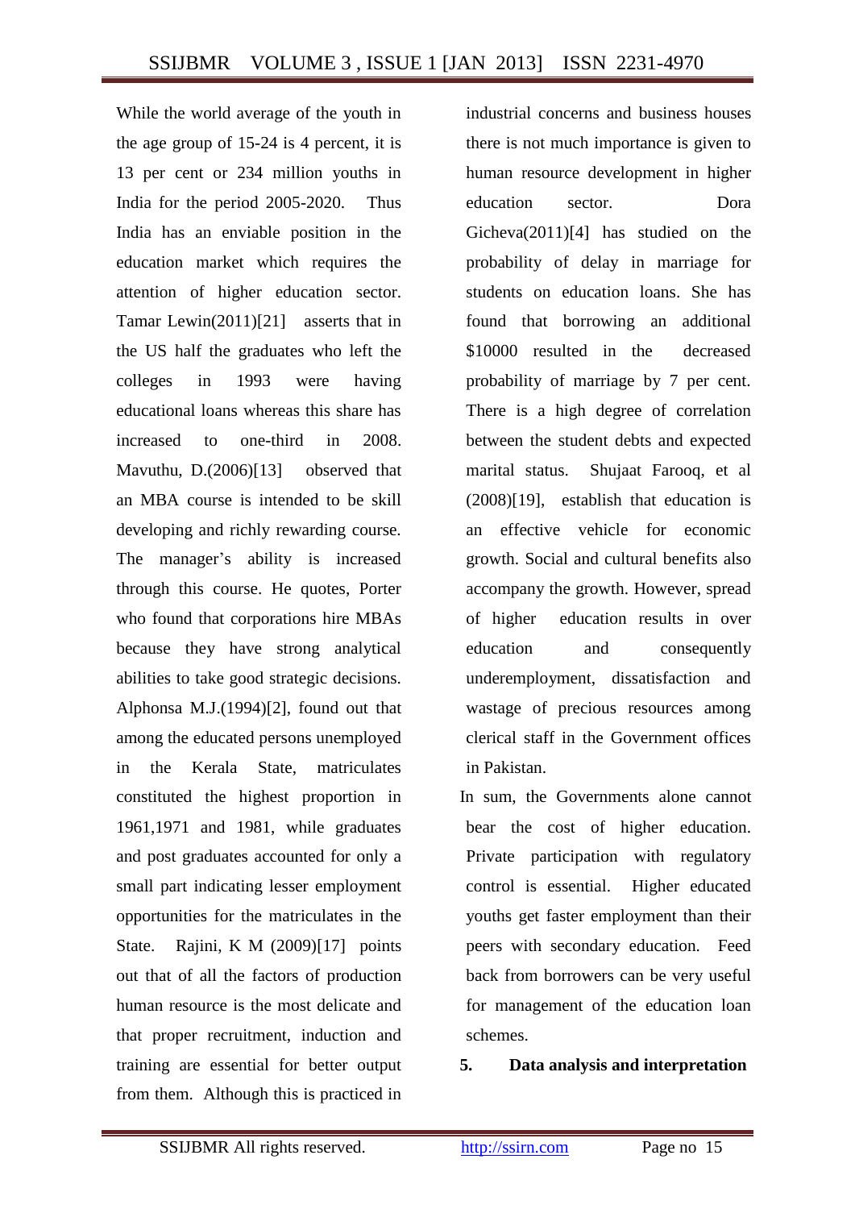While the world average of the youth in the age group of 15-24 is 4 percent, it is 13 per cent or 234 million youths in India for the period 2005-2020. Thus India has an enviable position in the education market which requires the attention of higher education sector. Tamar Lewin(2011)[21] asserts that in the US half the graduates who left the colleges in 1993 were having educational loans whereas this share has increased to one-third in 2008. Mavuthu, D.(2006)[13] observed that an MBA course is intended to be skill developing and richly rewarding course. The manager's ability is increased through this course. He quotes, Porter who found that corporations hire MBAs because they have strong analytical abilities to take good strategic decisions. Alphonsa M.J.(1994)[2], found out that among the educated persons unemployed in the Kerala State, matriculates constituted the highest proportion in 1961,1971 and 1981, while graduates and post graduates accounted for only a small part indicating lesser employment opportunities for the matriculates in the State. Rajini, K M (2009)[17] points out that of all the factors of production human resource is the most delicate and that proper recruitment, induction and training are essential for better output from them. Although this is practiced in industrial concerns and business houses there is not much importance is given to human resource development in higher education sector. Dora Gicheva(2011)[4] has studied on the probability of delay in marriage for students on education loans. She has found that borrowing an additional $10000 resulted in the decreased probability of marriage by 7 per cent. There is a high degree of correlation between the student debts and expected marital status. Shujaat Farooq, et al (2008)[19], establish that education is an effective vehicle for economic growth. Social and cultural benefits also accompany the growth. However, spread of higher education results in over education and consequently underemployment, dissatisfaction and wastage of precious resources among clerical staff in the Government offices in Pakistan.

In sum, the Governments alone cannot bear the cost of higher education. Private participation with regulatory control is essential. Higher educated youths get faster employment than their peers with secondary education. Feed back from borrowers can be very useful for management of the education loan schemes.

## 5. Data analysis and interpretation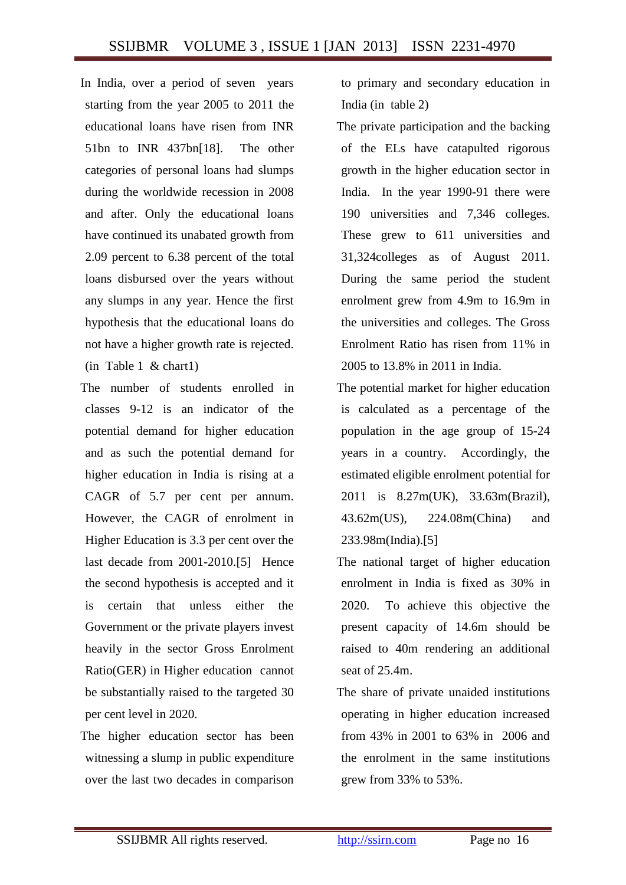In India, over a period of seven years starting from the year 2005 to 2011 the educational loans have risen from INR 51bn to INR 437bn[18]. The other categories of personal loans had slumps during the worldwide recession in 2008 and after. Only the educational loans have continued its unabated growth from 2.09 percent to 6.38 percent of the total loans disbursed over the years without any slumps in any year. Hence the first hypothesis that the educational loans do not have a higher growth rate is rejected. (in Table 1 & chart1)

The number of students enrolled in classes 9-12 is an indicator of the potential demand for higher education and as such the potential demand for higher education in India is rising at a CAGR of 5.7 per cent per annum. However, the CAGR of enrolment in Higher Education is 3.3 per cent over the last decade from 2001-2010.[5] Hence the second hypothesis is accepted and it is certain that unless either the Government or the private players invest heavily in the sector Gross Enrolment Ratio(GER) in Higher education cannot be substantially raised to the targeted 30 per cent level in 2020.

The higher education sector has been witnessing a slump in public expenditure over the last two decades in comparison to primary and secondary education in India (in table 2)

The private participation and the backing of the ELs have catapulted rigorous growth in the higher education sector in India. In the year 1990-91 there were 190 universities and 7,346 colleges. These grew to 611 universities and 31,324colleges as of August 2011. During the same period the student enrolment grew from 4.9m to 16.9m in the universities and colleges. The Gross Enrolment Ratio has risen from 11% in 2005 to 13.8% in 2011 in India.

The potential market for higher education is calculated as a percentage of the population in the age group of 15-24 years in a country. Accordingly, the estimated eligible enrolment potential for 2011 is 8.27m(UK), 33.63m(Brazil), 43.62m(US), 224.08m(China) and 233.98m(India).[5]

The national target of higher education enrolment in India is fixed as 30% in 2020. To achieve this objective the present capacity of 14.6m should be raised to 40m rendering an additional seat of 25.4m.

The share of private unaided institutions operating in higher education increased from 43% in 2001 to 63% in 2006 and the enrolment in the same institutions grew from 33% to 53%.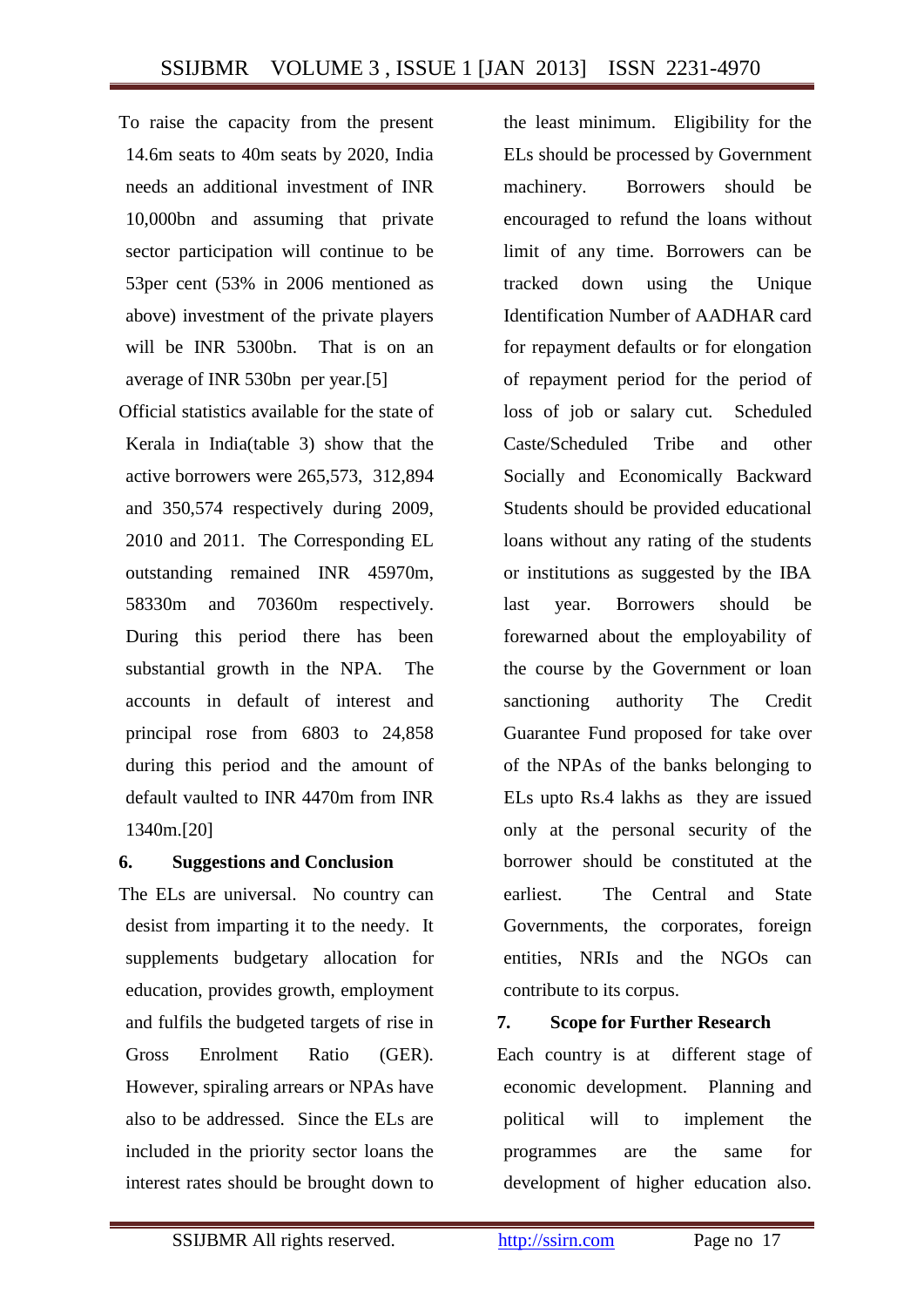To raise the capacity from the present 14.6m seats to 40m seats by 2020, India needs an additional investment of INR 10,000bn and assuming that private sector participation will continue to be 53per cent (53% in 2006 mentioned as above) investment of the private players will be INR 5300bn. That is on an average of INR 530bn per year.[5]

Official statistics available for the state of Kerala in India(table 3) show that the active borrowers were 265,573, 312,894 and 350,574 respectively during 2009, 2010 and 2011. The Corresponding EL outstanding remained INR 45970m, 58330m and 70360m respectively. During this period there has been substantial growth in the NPA. The accounts in default of interest and principal rose from 6803 to 24,858 during this period and the amount of default vaulted to INR 4470m from INR 1340m.[20]

## 6. Suggestions and Conclusion

The ELs are universal. No country can desist from imparting it to the needy. It supplements budgetary allocation for education, provides growth, employment and fulfils the budgeted targets of rise in Gross Enrolment Ratio (GER). However, spiraling arrears or NPAs have also to be addressed. Since the ELs are included in the priority sector loans the interest rates should be brought down to the least minimum. Eligibility for the ELs should be processed by Government machinery. Borrowers should be encouraged to refund the loans without limit of any time. Borrowers can be tracked down using the Unique Identification Number of AADHAR card for repayment defaults or for elongation of repayment period for the period of loss of job or salary cut. Scheduled Caste/Scheduled Tribe and other Socially and Economically Backward Students should be provided educational loans without any rating of the students or institutions as suggested by the IBA last year. Borrowers should be forewarned about the employability of the course by the Government or loan sanctioning authority The Credit Guarantee Fund proposed for take over of the NPAs of the banks belonging to ELs upto Rs.4 lakhs as they are issued only at the personal security of the borrower should be constituted at the earliest. The Central and State Governments, the corporates, foreign entities, NRIs and the NGOs can contribute to its corpus.

## 7. Scope for Further Research

Each country is at different stage of economic development. Planning and political will to implement the programmes are the same for development of higher education also.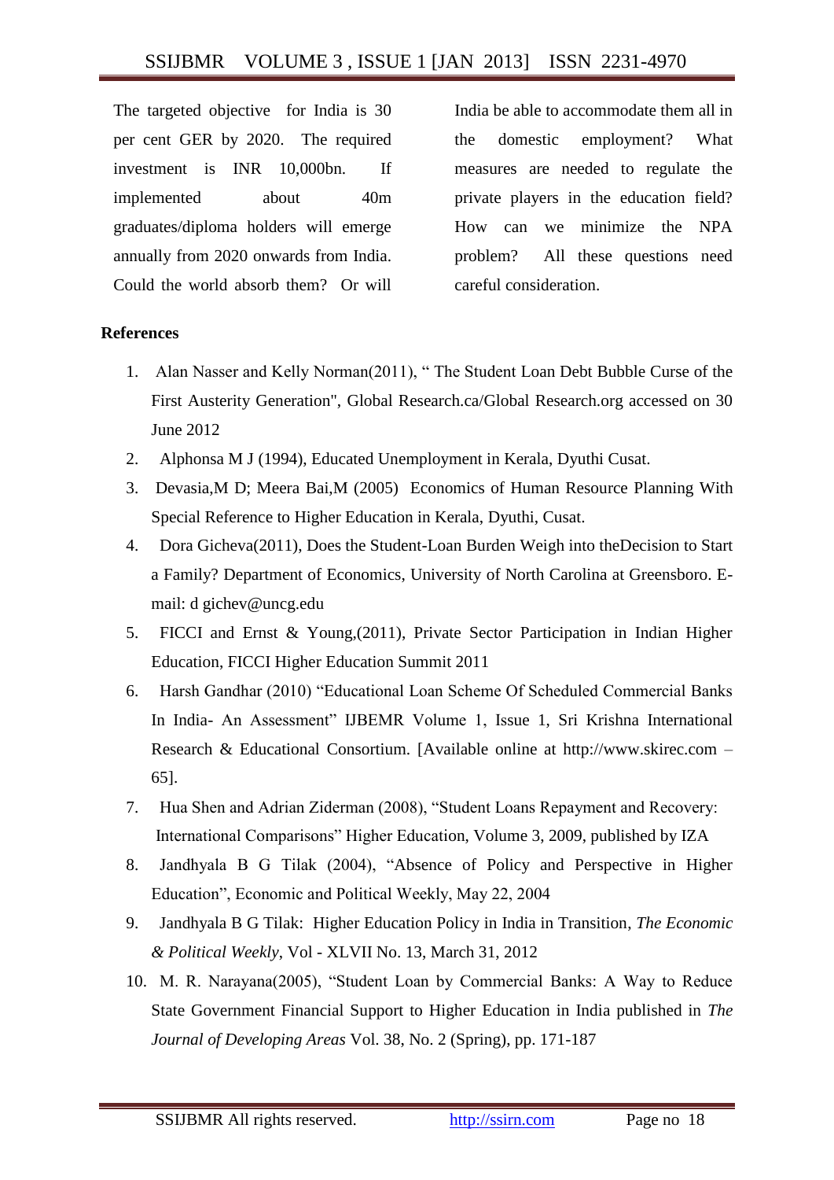The targeted objective for India is 30 per cent GER by 2020. The required investment is INR 10,000bn. If implemented about 40m graduates/diploma holders will emerge annually from 2020 onwards from India. Could the world absorb them? Or will India be able to accommodate them all in the domestic employment? What measures are needed to regulate the private players in the education field? How can we minimize the NPA problem? All these questions need careful consideration.

**References**

1. Alan Nasser and Kelly Norman(2011), " The Student Loan Debt Bubble Curse of the First Austerity Generation", Global Research.ca/Global Research.org accessed on 30 June 2012
2. Alphonsa M J (1994), Educated Unemployment in Kerala, Dyuthi Cusat.
3. Devasia,M D; Meera Bai,M (2005) Economics of Human Resource Planning With Special Reference to Higher Education in Kerala, Dyuthi, Cusat.
4. Dora Gicheva(2011), Does the Student-Loan Burden Weigh into theDecision to Start a Family? Department of Economics, University of North Carolina at Greensboro. E-mail: d gichev@uncg.edu
5. FICCI and Ernst & Young,(2011), Private Sector Participation in Indian Higher Education, FICCI Higher Education Summit 2011
6. Harsh Gandhar (2010) "Educational Loan Scheme Of Scheduled Commercial Banks In India- An Assessment" IJBEMR Volume 1, Issue 1, Sri Krishna International Research & Educational Consortium. [Available online at http://www.skirec.com – 65].
7. Hua Shen and Adrian Ziderman (2008), "Student Loans Repayment and Recovery: International Comparisons" Higher Education, Volume 3, 2009, published by IZA
8. Jandhyala B G Tilak (2004), "Absence of Policy and Perspective in Higher Education", Economic and Political Weekly, May 22, 2004
9. Jandhyala B G Tilak: Higher Education Policy in India in Transition, *The Economic & Political Weekly*, Vol - XLVII No. 13, March 31, 2012
10. M. R. Narayana(2005), "Student Loan by Commercial Banks: A Way to Reduce State Government Financial Support to Higher Education in India published in *The Journal of Developing Areas* Vol. 38, No. 2 (Spring), pp. 171-187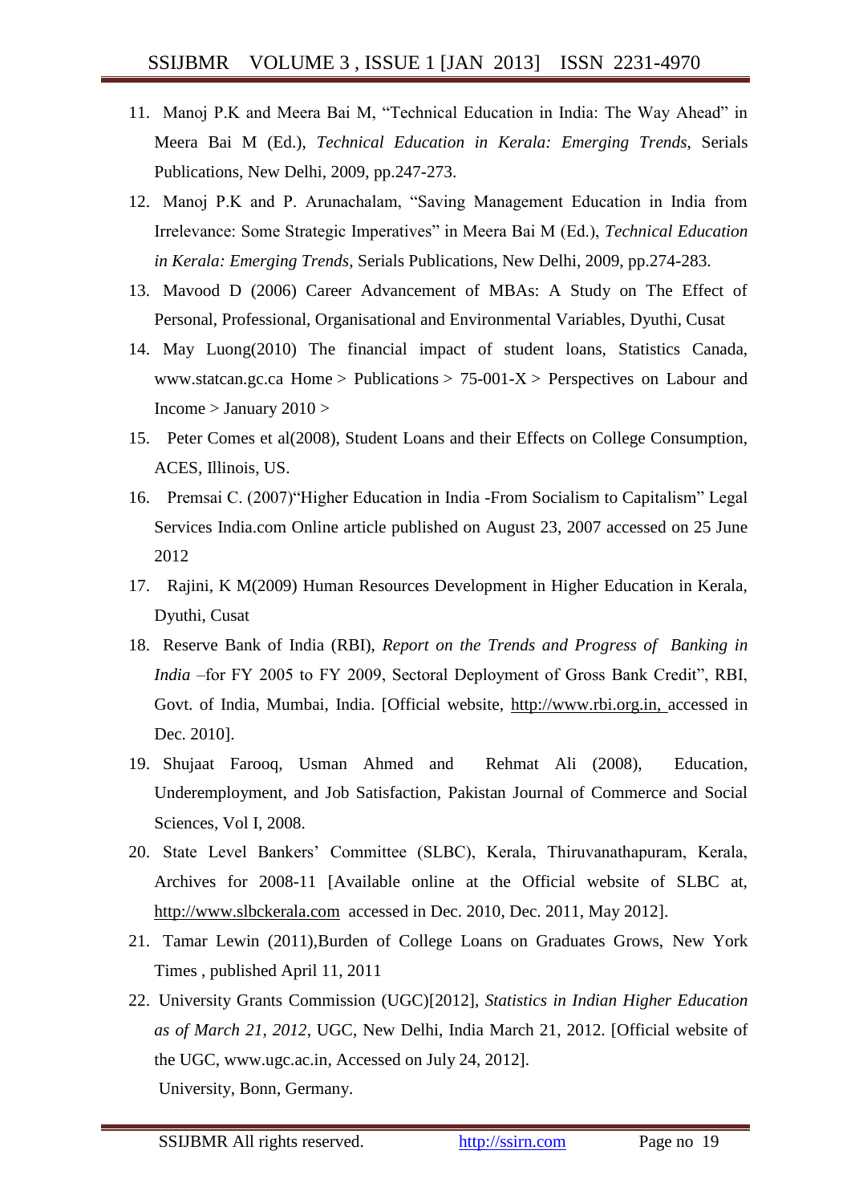11. Manoj P.K and Meera Bai M, "Technical Education in India: The Way Ahead" in Meera Bai M (Ed.), *Technical Education in Kerala: Emerging Trends*, Serials Publications, New Delhi, 2009, pp.247-273.
12. Manoj P.K and P. Arunachalam, "Saving Management Education in India from Irrelevance: Some Strategic Imperatives" in Meera Bai M (Ed.), *Technical Education in Kerala: Emerging Trends*, Serials Publications, New Delhi, 2009, pp.274-283.
13. Mavood D (2006) Career Advancement of MBAs: A Study on The Effect of Personal, Professional, Organisational and Environmental Variables, Dyuthi, Cusat
14. May Luong(2010) The financial impact of student loans, Statistics Canada, www.statcan.gc.ca Home > Publications > 75-001-X > Perspectives on Labour and Income > January 2010 >
15. Peter Comes et al(2008), Student Loans and their Effects on College Consumption, ACES, Illinois, US.
16. Premsai C. (2007)"Higher Education in India -From Socialism to Capitalism" Legal Services India.com Online article published on August 23, 2007 accessed on 25 June 2012
17. Rajini, K M(2009) Human Resources Development in Higher Education in Kerala, Dyuthi, Cusat
18. Reserve Bank of India (RBI), *Report on the Trends and Progress of Banking in India* –for FY 2005 to FY 2009, Sectoral Deployment of Gross Bank Credit", RBI, Govt. of India, Mumbai, India. [Official website, http://www.rbi.org.in, accessed in Dec. 2010].
19. Shujaat Farooq, Usman Ahmed and Rehmat Ali (2008), Education, Underemployment, and Job Satisfaction, Pakistan Journal of Commerce and Social Sciences, Vol I, 2008.
20. State Level Bankers' Committee (SLBC), Kerala, Thiruvanathapuram, Kerala, Archives for 2008-11 [Available online at the Official website of SLBC at, http://www.slbckerala.com accessed in Dec. 2010, Dec. 2011, May 2012].
21. Tamar Lewin (2011),Burden of College Loans on Graduates Grows, New York Times , published April 11, 2011
22. University Grants Commission (UGC)[2012], *Statistics in Indian Higher Education as of March 21, 2012*, UGC, New Delhi, India March 21, 2012. [Official website of the UGC, www.ugc.ac.in, Accessed on July 24, 2012].

University, Bonn, Germany.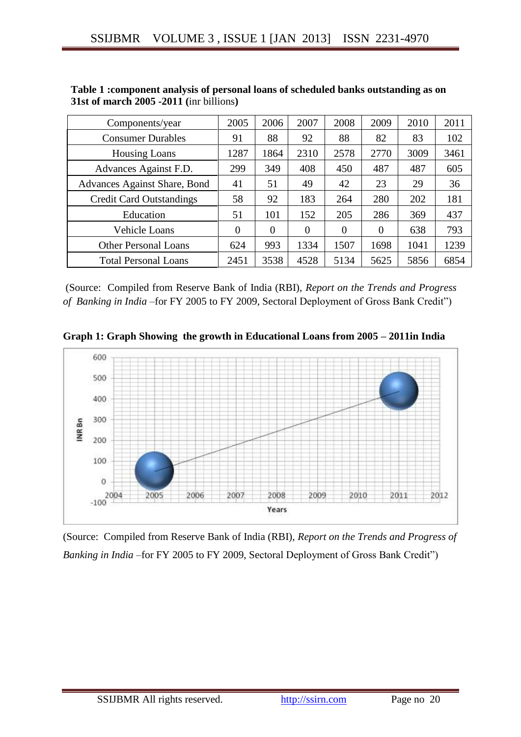**Table 1 :component analysis of personal loans of scheduled banks outstanding as on 31st of march 2005 -2011 (**inr billions**)**

| Components/year | 2005 | 2006 | 2007 | 2008 | 2009 | 2010 | 2011 |
|---|---|---|---|---|---|---|---|
| Consumer Durables | 91 | 88 | 92 | 88 | 82 | 83 | 102 |
| Housing Loans | 1287 | 1864 | 2310 | 2578 | 2770 | 3009 | 3461 |
| Advances Against F.D. | 299 | 349 | 408 | 450 | 487 | 487 | 605 |
| Advances Against Share, Bond | 41 | 51 | 49 | 42 | 23 | 29 | 36 |
| Credit Card Outstandings | 58 | 92 | 183 | 264 | 280 | 202 | 181 |
| Education | 51 | 101 | 152 | 205 | 286 | 369 | 437 |
| Vehicle Loans | 0 | 0 | 0 | 0 | 0 | 638 | 793 |
| Other Personal Loans | 624 | 993 | 1334 | 1507 | 1698 | 1041 | 1239 |
| Total Personal Loans | 2451 | 3538 | 4528 | 5134 | 5625 | 5856 | 6854 |

(Source: Compiled from Reserve Bank of India (RBI), *Report on the Trends and Progress of Banking in India* –for FY 2005 to FY 2009, Sectoral Deployment of Gross Bank Credit")

**Graph 1: Graph Showing the growth in Educational Loans from 2005 – 2011in India**

(Source: Compiled from Reserve Bank of India (RBI), *Report on the Trends and Progress of Banking in India* –for FY 2005 to FY 2009, Sectoral Deployment of Gross Bank Credit")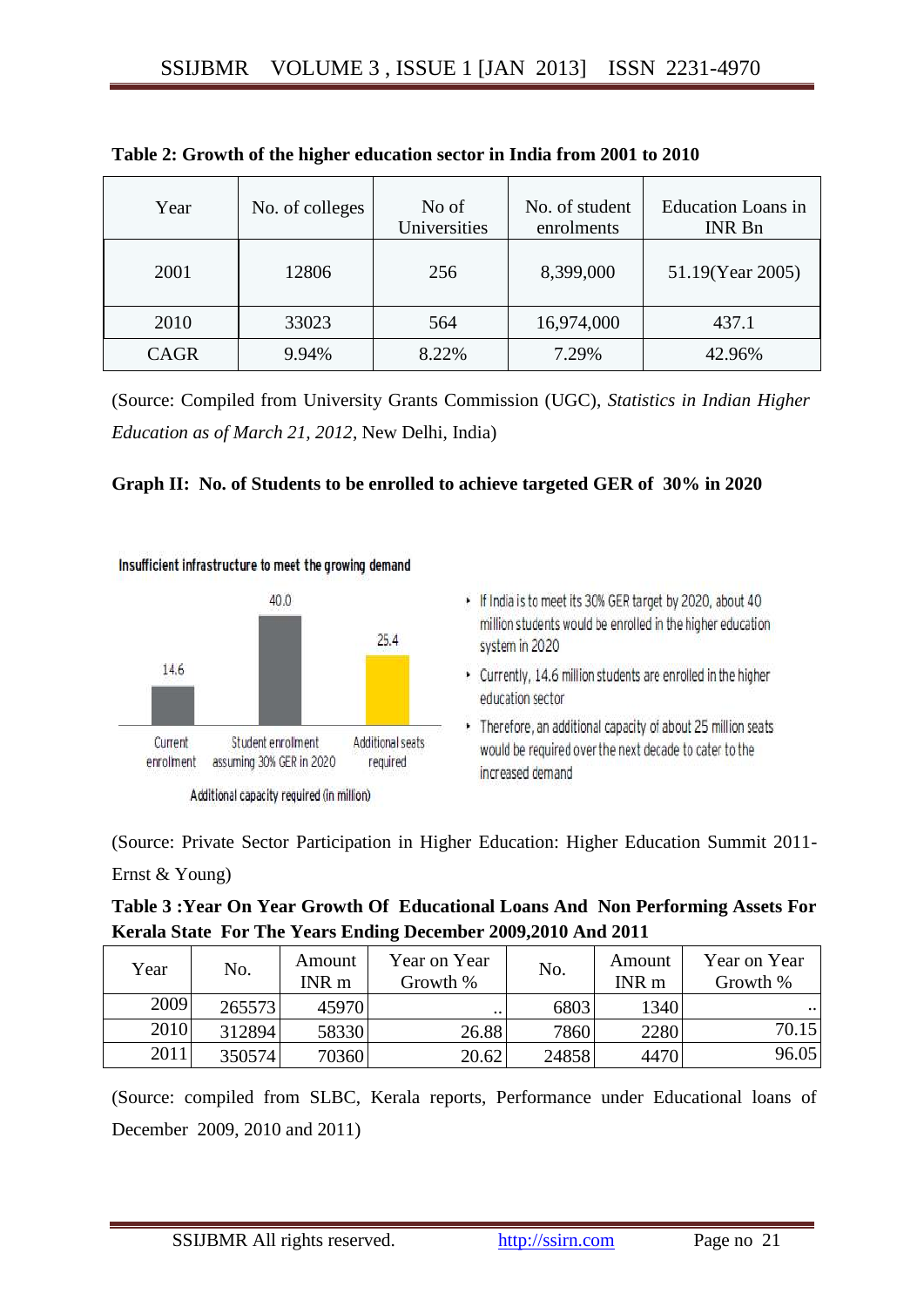**Table 2: Growth of the higher education sector in India from 2001 to 2010**

| Year | No. of colleges | No of Universities | No. of student enrolments | Education Loans in INR Bn |
|---|---|---|---|---|
| 2001 | 12806 | 256 | 8,399,000 | 51.19(Year 2005) |
| 2010 | 33023 | 564 | 16,974,000 | 437.1 |
| CAGR | 9.94% | 8.22% | 7.29% | 42.96% |

(Source: Compiled from University Grants Commission (UGC), *Statistics in Indian Higher Education as of March 21, 2012*, New Delhi, India)

**Graph II: No. of Students to be enrolled to achieve targeted GER of 30% in 2020**

Insufficient infrastructure to meet the growing demand

14.6

Current enrolment

40.0

Student enrollment assuming 30% GER in 2020

25.4

Additional seats required

Additional capacity required (in million)

- If India is to meet its 30% GER target by 2020, about 40 million students would be enrolled in the higher education system in 2020
- Currently, 14.6 million students are enrolled in the higher education sector
- Therefore, an additional capacity of about 25 million seats would be required over the next decade to cater to the increased demand

(Source: Private Sector Participation in Higher Education: Higher Education Summit 2011- Ernst & Young)

**Table 3 :Year On Year Growth Of Educational Loans And Non Performing Assets For Kerala State For The Years Ending December 2009,2010 And 2011**

| Year | No. | Amount INR m | Year on Year Growth % | No. | Amount INR m | Year on Year Growth % |
|---|---|---|---|---|---|---|
| 2009 | 265573 | 45970 | .. | 6803 | 1340 | .. |
| 2010 | 312894 | 58330 | 26.88 | 7860 | 2280 | 70.15 |
| 2011 | 350574 | 70360 | 20.62 | 24858 | 4470 | 96.05 |

(Source: compiled from SLBC, Kerala reports, Performance under Educational loans of December 2009, 2010 and 2011)